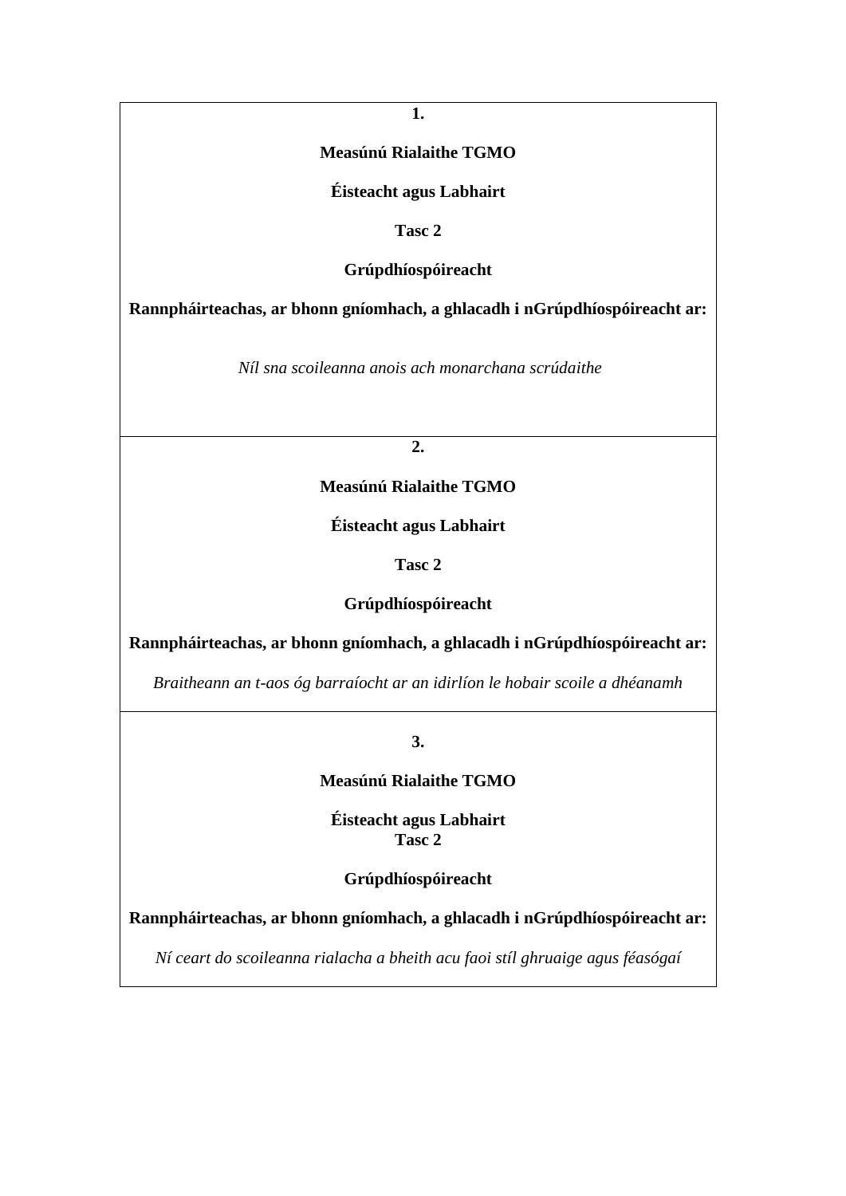**1.**

**Measúnú Rialaithe TGMO**

**Éisteacht agus Labhairt**

**Tasc 2**

**Grúpdhíospóireacht**

**Rannpháirteachas, ar bhonn gníomhach, a ghlacadh i nGrúpdhíospóireacht ar:**

*Níl sna scoileanna anois ach monarchana scrúdaithe*

---

**2.**

**Measúnú Rialaithe TGMO**

**Éisteacht agus Labhairt**

**Tasc 2**

**Grúpdhíospóireacht**

**Rannpháirteachas, ar bhonn gníomhach, a ghlacadh i nGrúpdhíospóireacht ar:**

*Braitheann an t-aos óg barraíocht ar an idirlíon le hobair scoile a dhéanamh*

---

**3.**

**Measúnú Rialaithe TGMO**

**Éisteacht agus Labhairt**
**Tasc 2**

**Grúpdhíospóireacht**

**Rannpháirteachas, ar bhonn gníomhach, a ghlacadh i nGrúpdhíospóireacht ar:**

*Ní ceart do scoileanna rialacha a bheith acu faoi stíl ghruaige agus féasógaí*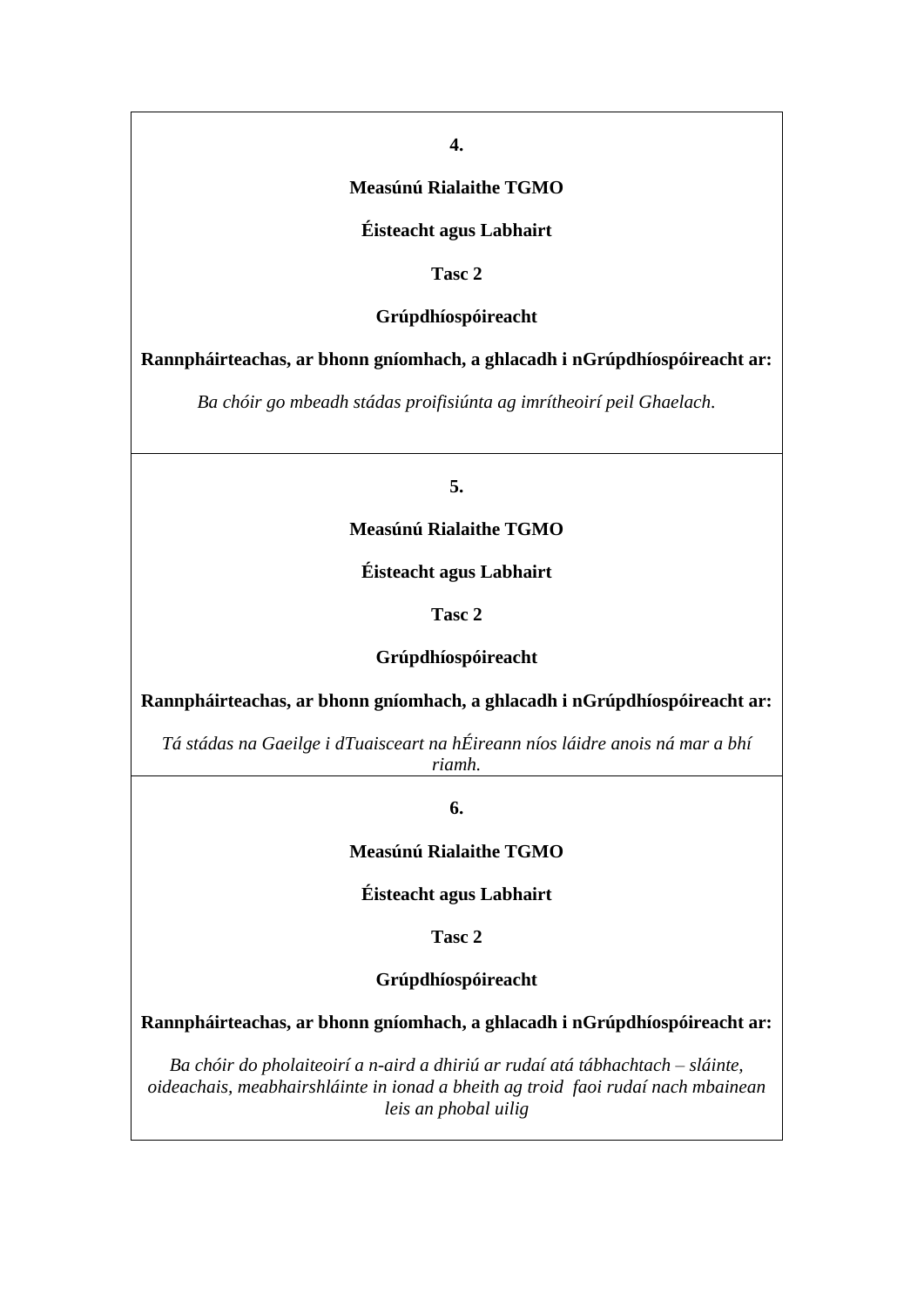**4.**

**Measúnú Rialaithe TGMO**

**Éisteacht agus Labhairt**

**Tasc 2**

**Grúpdhíospóireacht**

**Rannpháirteachas, ar bhonn gníomhach, a ghlacadh i nGrúpdhíospóireacht ar:**

*Ba chóir go mbeadh stádas proifisiúnta ag imrítheoirí peil Ghaelach.*

---

**5.**

**Measúnú Rialaithe TGMO**

**Éisteacht agus Labhairt**

**Tasc 2**

**Grúpdhíospóireacht**

**Rannpháirteachas, ar bhonn gníomhach, a ghlacadh i nGrúpdhíospóireacht ar:**

*Tá stádas na Gaeilge i dTuaisceart na hÉireann níos láidre anois ná mar a bhí riamh.*

---

**6.**

**Measúnú Rialaithe TGMO**

**Éisteacht agus Labhairt**

**Tasc 2**

**Grúpdhíospóireacht**

**Rannpháirteachas, ar bhonn gníomhach, a ghlacadh i nGrúpdhíospóireacht ar:**

*Ba chóir do pholaiteoirí a n-aird a dhiriú ar rudaí atá tábhachtach – sláinte, oideachais, meabhairshláinte in ionad a bheith ag troid faoi rudaí nach mbainean leis an phobal uilig*